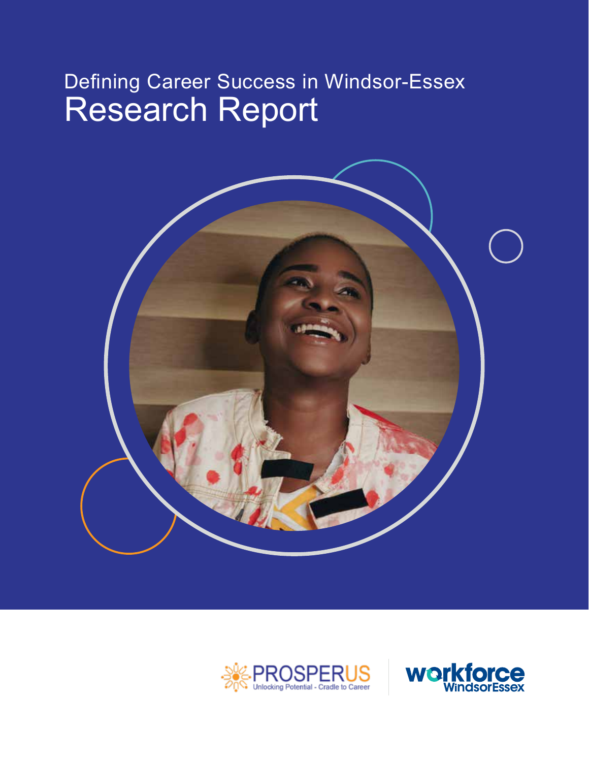Defining Career Success in Windsor-Essex

# Research Report

PROSPERUS
Unlocking Potential - Cradle to Career

workforce WindsorEssex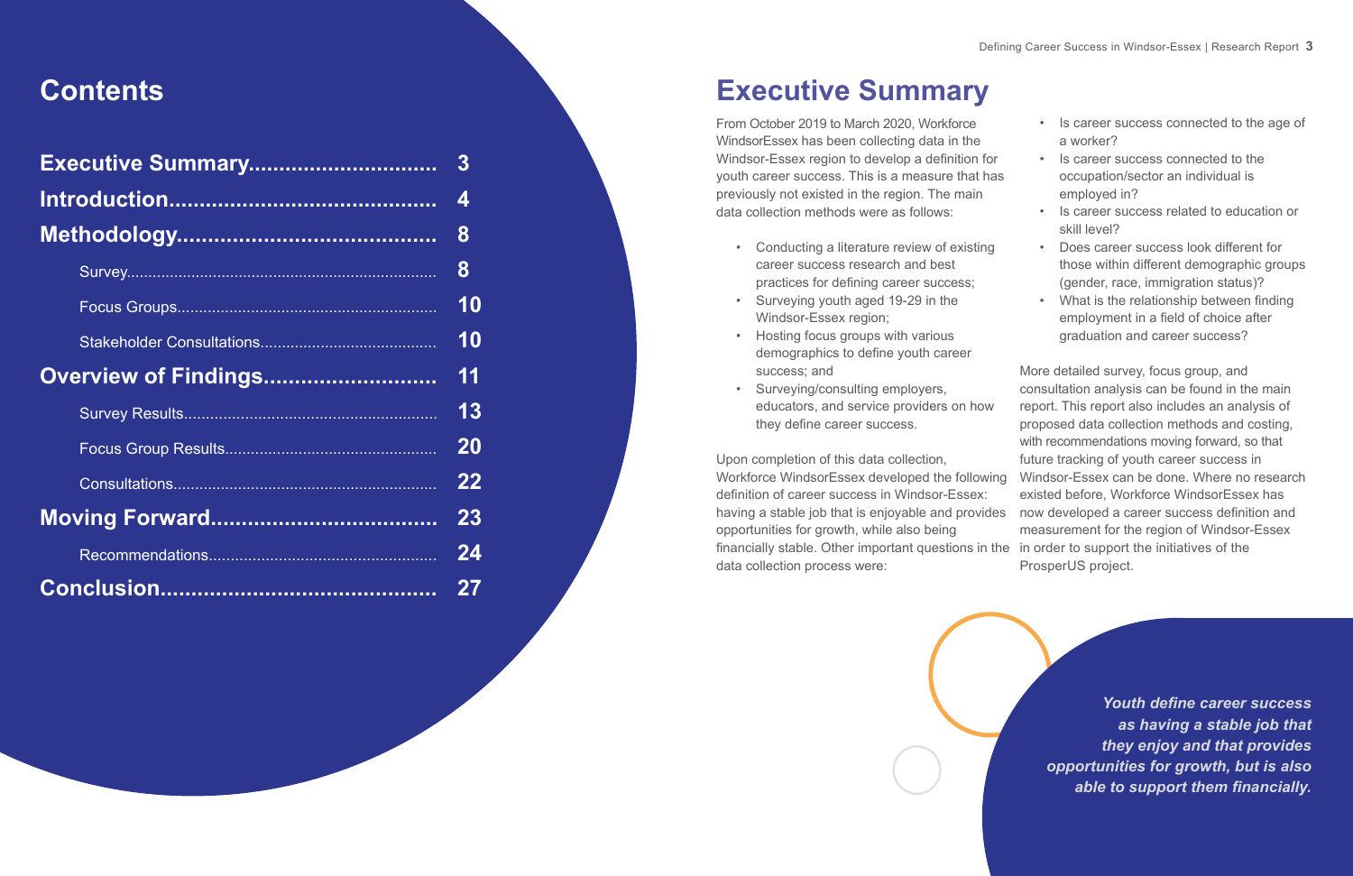# Contents

| | |
|---|---|
| **Executive Summary** | **3** |
| **Introduction** | **4** |
| **Methodology** | **8** |
| Survey | 8 |
| Focus Groups | 10 |
| Stakeholder Consultations | 10 |
| **Overview of Findings** | **11** |
| Survey Results | 13 |
| Focus Group Results | 20 |
| Consultations | 22 |
| **Moving Forward** | **23** |
| Recommendations | 24 |
| **Conclusion** | **27** |

# Executive Summary

From October 2019 to March 2020, Workforce WindsorEssex has been collecting data in the Windsor-Essex region to develop a definition for youth career success. This is a measure that has previously not existed in the region. The main data collection methods were as follows:

- Conducting a literature review of existing career success research and best practices for defining career success;
- Surveying youth aged 19-29 in the Windsor-Essex region;
- Hosting focus groups with various demographics to define youth career success; and
- Surveying/consulting employers, educators, and service providers on how they define career success.

Upon completion of this data collection, Workforce WindsorEssex developed the following definition of career success in Windsor-Essex: having a stable job that is enjoyable and provides opportunities for growth, while also being financially stable. Other important questions in the data collection process were:

- Is career success connected to the age of a worker?
- Is career success connected to the occupation/sector an individual is employed in?
- Is career success related to education or skill level?
- Does career success look different for those within different demographic groups (gender, race, immigration status)?
- What is the relationship between finding employment in a field of choice after graduation and career success?

More detailed survey, focus group, and consultation analysis can be found in the main report. This report also includes an analysis of proposed data collection methods and costing, with recommendations moving forward, so that future tracking of youth career success in Windsor-Essex can be done. Where no research existed before, Workforce WindsorEssex has now developed a career success definition and measurement for the region of Windsor-Essex in order to support the initiatives of the ProsperUS project.

***Youth define career success as having a stable job that they enjoy and that provides opportunities for growth, but is also able to support them financially.***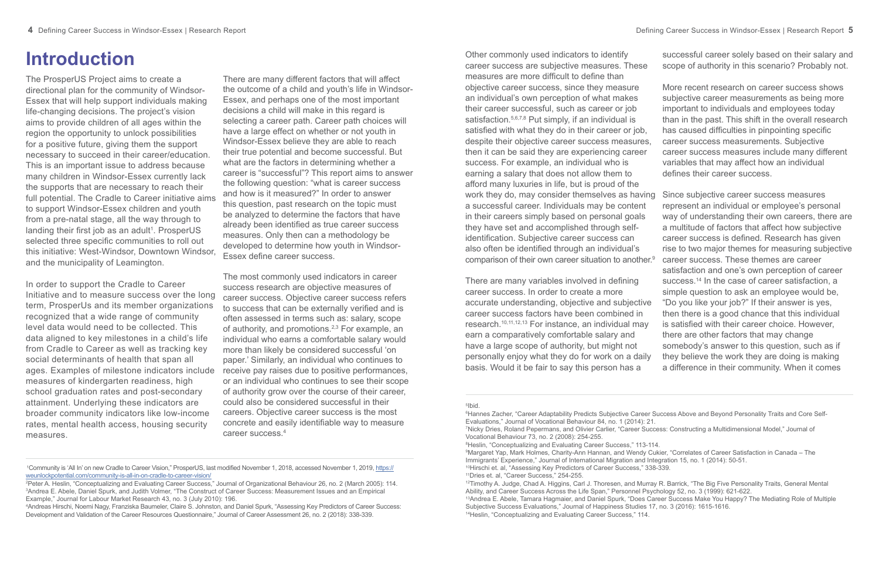# Introduction

The ProsperUS Project aims to create a directional plan for the community of Windsor-Essex that will help support individuals making life-changing decisions. The project's vision aims to provide children of all ages within the region the opportunity to unlock possibilities for a positive future, giving them the support necessary to succeed in their career/education. This is an important issue to address because many children in Windsor-Essex currently lack the supports that are necessary to reach their full potential. The Cradle to Career initiative aims to support Windsor-Essex children and youth from a pre-natal stage, all the way through to landing their first job as an adult[1]. ProsperUS selected three specific communities to roll out this initiative: West-Windsor, Downtown Windsor, and the municipality of Leamington.

In order to support the Cradle to Career Initiative and to measure success over the long term, ProsperUs and its member organizations recognized that a wide range of community level data would need to be collected. This data aligned to key milestones in a child's life from Cradle to Career as well as tracking key social determinants of health that span all ages. Examples of milestone indicators include measures of kindergarten readiness, high school graduation rates and post-secondary attainment. Underlying these indicators are broader community indicators like low-income rates, mental health access, housing security measures.

There are many different factors that will affect the outcome of a child and youth's life in Windsor-Essex, and perhaps one of the most important decisions a child will make in this regard is selecting a career path. Career path choices will have a large effect on whether or not youth in Windsor-Essex believe they are able to reach their true potential and become successful. But what are the factors in determining whether a career is "successful"? This report aims to answer the following question: "what is career success and how is it measured?" In order to answer this question, past research on the topic must be analyzed to determine the factors that have already been identified as true career success measures. Only then can a methodology be developed to determine how youth in Windsor-Essex define career success.

The most commonly used indicators in career success research are objective measures of career success. Objective career success refers to success that can be externally verified and is often assessed in terms such as: salary, scope of authority, and promotions.[2,3] For example, an individual who earns a comfortable salary would more than likely be considered successful 'on paper.' Similarly, an individual who continues to receive pay raises due to positive performances, or an individual who continues to see their scope of authority grow over the course of their career, could also be considered successful in their careers. Objective career success is the most concrete and easily identifiable way to measure career success.[4]

Other commonly used indicators to identify career success are subjective measures. These measures are more difficult to define than objective career success, since they measure an individual's own perception of what makes their career successful, such as career or job satisfaction.[5,6,7,8] Put simply, if an individual is satisfied with what they do in their career or job, despite their objective career success measures, then it can be said they are experiencing career success. For example, an individual who is earning a salary that does not allow them to afford many luxuries in life, but is proud of the work they do, may consider themselves as having a successful career. Individuals may be content in their careers simply based on personal goals they have set and accomplished through self-identification. Subjective career success can also often be identified through an individual's comparison of their own career situation to another.[9]

There are many variables involved in defining career success. In order to create a more accurate understanding, objective and subjective career success factors have been combined in research.[10,11,12,13] For instance, an individual may earn a comparatively comfortable salary and have a large scope of authority, but might not personally enjoy what they do for work on a daily basis. Would it be fair to say this person has a successful career solely based on their salary and scope of authority in this scenario? Probably not.

More recent research on career success shows subjective career measurements as being more important to individuals and employees today than in the past. This shift in the overall research has caused difficulties in pinpointing specific career success measurements. Subjective career success measures include many different variables that may affect how an individual defines their career success.

Since subjective career success measures represent an individual or employee's personal way of understanding their own careers, there are a multitude of factors that affect how subjective career success is defined. Research has given rise to two major themes for measuring subjective career success. These themes are career satisfaction and one's own perception of career success.[14] In the case of career satisfaction, a simple question to ask an employee would be, "Do you like your job?" If their answer is yes, then there is a good chance that this individual is satisfied with their career choice. However, there are other factors that may change somebody's answer to this question, such as if they believe the work they are doing is making a difference in their community. When it comes

---

[1] Community is 'All In' on new Cradle to Career Vision," ProsperUS, last modified November 1, 2018, accessed November 1, 2019, https://weunlockpotential.com/community-is-all-in-on-cradle-to-career-vision/

[2] Peter A. Heslin, "Conceptualizing and Evaluating Career Success," Journal of Organizational Behaviour 26, no. 2 (March 2005): 114.

[3] Andrea E. Abele, Daniel Spurk, and Judith Volmer, "The Construct of Career Success: Measurement Issues and an Empirical Example," Journal for Labour Market Research 43, no. 3 (July 2010): 196.

[4] Andreas Hirschi, Noemi Nagy, Franziska Baumeler, Claire S. Johnston, and Daniel Spurk, "Assessing Key Predictors of Career Success: Development and Validation of the Career Resources Questionnaire," Journal of Career Assessment 26, no. 2 (2018): 338-339.

[5] Ibid.

[6] Hannes Zacher, "Career Adaptability Predicts Subjective Career Success Above and Beyond Personality Traits and Core Self-Evaluations," Journal of Vocational Behaviour 84, no. 1 (2014): 21.

[7] Nicky Dries, Roland Pepermans, and Olivier Carlier, "Career Success: Constructing a Multidimensional Model," Journal of Vocational Behaviour 73, no. 2 (2008): 254-255.

[8] Heslin, "Conceptualizing and Evaluating Career Success," 113-114.

[9] Margaret Yap, Mark Holmes, Charity-Ann Hannan, and Wendy Cukier, "Correlates of Career Satisfaction in Canada – The Immigrants' Experience," Journal of International Migration and Integration 15, no. 1 (2014): 50-51.

[10] Hirschi et. al, "Assessing Key Predictors of Career Success," 338-339.

[11] Dries et. al, "Career Success," 254-255.

[12] Timothy A. Judge, Chad A. Higgins, Carl J. Thoresen, and Murray R. Barrick, "The Big Five Personality Traits, General Mental Ability, and Career Success Across the Life Span," Personnel Psychology 52, no. 3 (1999): 621-622.

[13] Andrea E. Abele, Tamara Hagmaier, and Daniel Spurk, "Does Career Success Make You Happy? The Mediating Role of Multiple Subjective Success Evaluations," Journal of Happiness Studies 17, no. 3 (2016): 1615-1616.

[14] Heslin, "Conceptualizing and Evaluating Career Success," 114.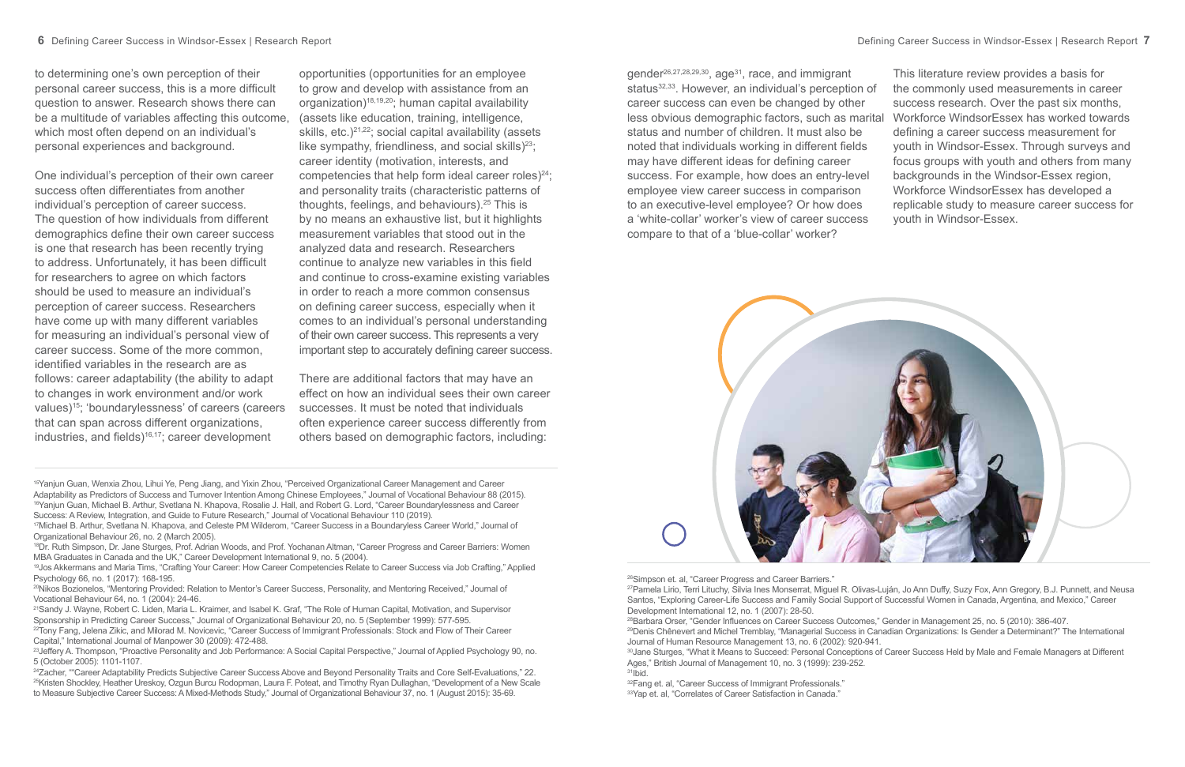to determining one's own perception of their personal career success, this is a more difficult question to answer. Research shows there can be a multitude of variables affecting this outcome, which most often depend on an individual's personal experiences and background.

One individual's perception of their own career success often differentiates from another individual's perception of career success. The question of how individuals from different demographics define their own career success is one that research has been recently trying to address. Unfortunately, it has been difficult for researchers to agree on which factors should be used to measure an individual's perception of career success. Researchers have come up with many different variables for measuring an individual's personal view of career success. Some of the more common, identified variables in the research are as follows: career adaptability (the ability to adapt to changes in work environment and/or work values)[15]; 'boundarylessness' of careers (careers that can span across different organizations, industries, and fields)[16,17]; career development opportunities (opportunities for an employee to grow and develop with assistance from an organization)[18,19,20]; human capital availability (assets like education, training, intelligence, skills, etc.)[21,22]; social capital availability (assets like sympathy, friendliness, and social skills)[23]; career identity (motivation, interests, and competencies that help form ideal career roles)[24]; and personality traits (characteristic patterns of thoughts, feelings, and behaviours).[25] This is by no means an exhaustive list, but it highlights measurement variables that stood out in the analyzed data and research. Researchers continue to analyze new variables in this field and continue to cross-examine existing variables in order to reach a more common consensus on defining career success, especially when it comes to an individual's personal understanding of their own career success. This represents a very important step to accurately defining career success.

There are additional factors that may have an effect on how an individual sees their own career successes. It must be noted that individuals often experience career success differently from others based on demographic factors, including: gender[26,27,28,29,30], age[31], race, and immigrant status[32,33]. However, an individual's perception of career success can even be changed by other less obvious demographic factors, such as marital status and number of children. It must also be noted that individuals working in different fields may have different ideas for defining career success. For example, how does an entry-level employee view career success in comparison to an executive-level employee? Or how does a 'white-collar' worker's view of career success compare to that of a 'blue-collar' worker?

This literature review provides a basis for the commonly used measurements in career success research. Over the past six months, Workforce WindsorEssex has worked towards defining a career success measurement for youth in Windsor-Essex. Through surveys and focus groups with youth and others from many backgrounds in the Windsor-Essex region, Workforce WindsorEssex has developed a replicable study to measure career success for youth in Windsor-Essex.

---

[15]Yanjun Guan, Wenxia Zhou, Lihui Ye, Peng Jiang, and Yixin Zhou, "Perceived Organizational Career Management and Career Adaptability as Predictors of Success and Turnover Intention Among Chinese Employees," Journal of Vocational Behaviour 88 (2015).

[16]Yanjun Guan, Michael B. Arthur, Svetlana N. Khapova, Rosalie J. Hall, and Robert G. Lord, "Career Boundarylessness and Career Success: A Review, Integration, and Guide to Future Research," Journal of Vocational Behaviour 110 (2019).

[17]Michael B. Arthur, Svetlana N. Khapova, and Celeste PM Wilderom, "Career Success in a Boundaryless Career World," Journal of Organizational Behaviour 26, no. 2 (March 2005).

[18]Dr. Ruth Simpson, Dr. Jane Sturges, Prof. Adrian Woods, and Prof. Yochanan Altman, "Career Progress and Career Barriers: Women MBA Graduates in Canada and the UK," Career Development International 9, no. 5 (2004).

[19]Jos Akkermans and Maria Tims, "Crafting Your Career: How Career Competencies Relate to Career Success via Job Crafting," Applied Psychology 66, no. 1 (2017): 168-195.

[20]Nikos Bozionelos, "Mentoring Provided: Relation to Mentor's Career Success, Personality, and Mentoring Received," Journal of Vocational Behaviour 64, no. 1 (2004): 24-46.

[21]Sandy J. Wayne, Robert C. Liden, Maria L. Kraimer, and Isabel K. Graf, "The Role of Human Capital, Motivation, and Supervisor Sponsorship in Predicting Career Success," Journal of Organizational Behaviour 20, no. 5 (September 1999): 577-595.

[22]Tony Fang, Jelena Zikic, and Milorad M. Novicevic, "Career Success of Immigrant Professionals: Stock and Flow of Their Career Capital," International Journal of Manpower 30 (2009): 472-488.

[23]Jeffery A. Thompson, "Proactive Personality and Job Performance: A Social Capital Perspective," Journal of Applied Psychology 90, no. 5 (October 2005): 1101-1107.

[24]Zacher, ""Career Adaptability Predicts Subjective Career Success Above and Beyond Personality Traits and Core Self-Evaluations," 22.

[25]Kristen Shockley, Heather Ureskoy, Ozgun Burcu Rodopman, Laura F. Poteat, and Timothy Ryan Dullaghan, "Development of a New Scale to Measure Subjective Career Success: A Mixed-Methods Study," Journal of Organizational Behaviour 37, no. 1 (August 2015): 35-69.

[26]Simpson et. al, "Career Progress and Career Barriers."

[27]Pamela Lirio, Terri Lituchy, Silvia Ines Monserrat, Miguel R. Olivas-Luján, Jo Ann Duffy, Suzy Fox, Ann Gregory, B.J. Punnett, and Neusa Santos, "Exploring Career-Life Success and Family Social Support of Successful Women in Canada, Argentina, and Mexico," Career Development International 12, no. 1 (2007): 28-50.

[28]Barbara Orser, "Gender Influences on Career Success Outcomes," Gender in Management 25, no. 5 (2010): 386-407.

[29]Denis Chênevert and Michel Tremblay, "Managerial Success in Canadian Organizations: Is Gender a Determinant?" The International Journal of Human Resource Management 13, no. 6 (2002): 920-941.

[30]Jane Sturges, "What it Means to Succeed: Personal Conceptions of Career Success Held by Male and Female Managers at Different Ages," British Journal of Management 10, no. 3 (1999): 239-252.

[31]Ibid.

[32]Fang et. al, "Career Success of Immigrant Professionals."

[33]Yap et. al, "Correlates of Career Satisfaction in Canada."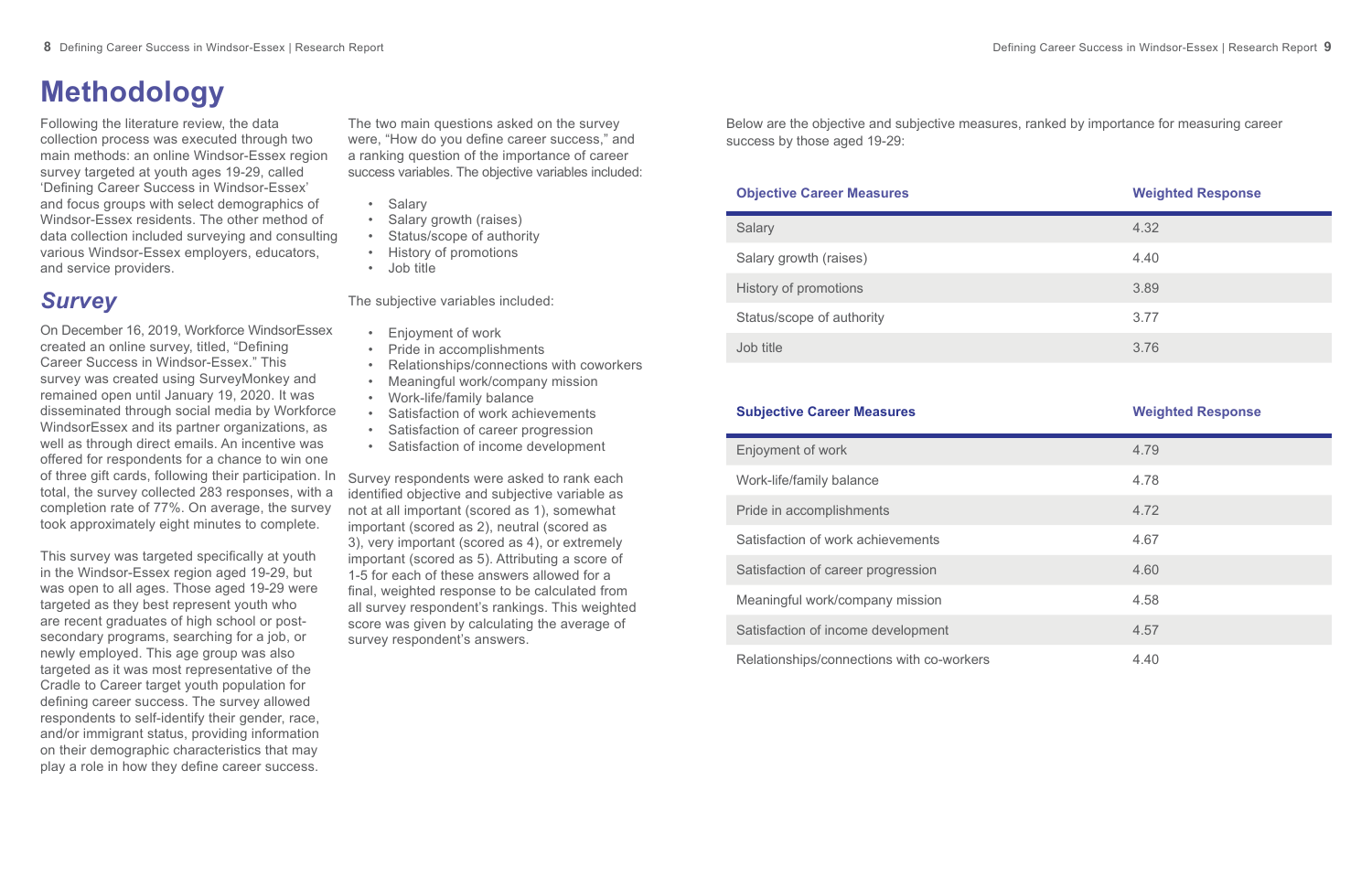# Methodology

Following the literature review, the data collection process was executed through two main methods: an online Windsor-Essex region survey targeted at youth ages 19-29, called 'Defining Career Success in Windsor-Essex' and focus groups with select demographics of Windsor-Essex residents. The other method of data collection included surveying and consulting various Windsor-Essex employers, educators, and service providers.

## *Survey*

On December 16, 2019, Workforce WindsorEssex created an online survey, titled, "Defining Career Success in Windsor-Essex." This survey was created using SurveyMonkey and remained open until January 19, 2020. It was disseminated through social media by Workforce WindsorEssex and its partner organizations, as well as through direct emails. An incentive was offered for respondents for a chance to win one of three gift cards, following their participation. In total, the survey collected 283 responses, with a completion rate of 77%. On average, the survey took approximately eight minutes to complete.

This survey was targeted specifically at youth in the Windsor-Essex region aged 19-29, but was open to all ages. Those aged 19-29 were targeted as they best represent youth who are recent graduates of high school or post-secondary programs, searching for a job, or newly employed. This age group was also targeted as it was most representative of the Cradle to Career target youth population for defining career success. The survey allowed respondents to self-identify their gender, race, and/or immigrant status, providing information on their demographic characteristics that may play a role in how they define career success.

The two main questions asked on the survey were, "How do you define career success," and a ranking question of the importance of career success variables. The objective variables included:

- Salary
- Salary growth (raises)
- Status/scope of authority
- History of promotions
- Job title

The subjective variables included:

- Enjoyment of work
- Pride in accomplishments
- Relationships/connections with coworkers
- Meaningful work/company mission
- Work-life/family balance
- Satisfaction of work achievements
- Satisfaction of career progression
- Satisfaction of income development

Survey respondents were asked to rank each identified objective and subjective variable as not at all important (scored as 1), somewhat important (scored as 2), neutral (scored as 3), very important (scored as 4), or extremely important (scored as 5). Attributing a score of 1-5 for each of these answers allowed for a final, weighted response to be calculated from all survey respondent's rankings. This weighted score was given by calculating the average of survey respondent's answers.

Below are the objective and subjective measures, ranked by importance for measuring career success by those aged 19-29:

| Objective Career Measures | Weighted Response |
|---|---|
| Salary | 4.32 |
| Salary growth (raises) | 4.40 |
| History of promotions | 3.89 |
| Status/scope of authority | 3.77 |
| Job title | 3.76 |

| Subjective Career Measures | Weighted Response |
|---|---|
| Enjoyment of work | 4.79 |
| Work-life/family balance | 4.78 |
| Pride in accomplishments | 4.72 |
| Satisfaction of work achievements | 4.67 |
| Satisfaction of career progression | 4.60 |
| Meaningful work/company mission | 4.58 |
| Satisfaction of income development | 4.57 |
| Relationships/connections with co-workers | 4.40 |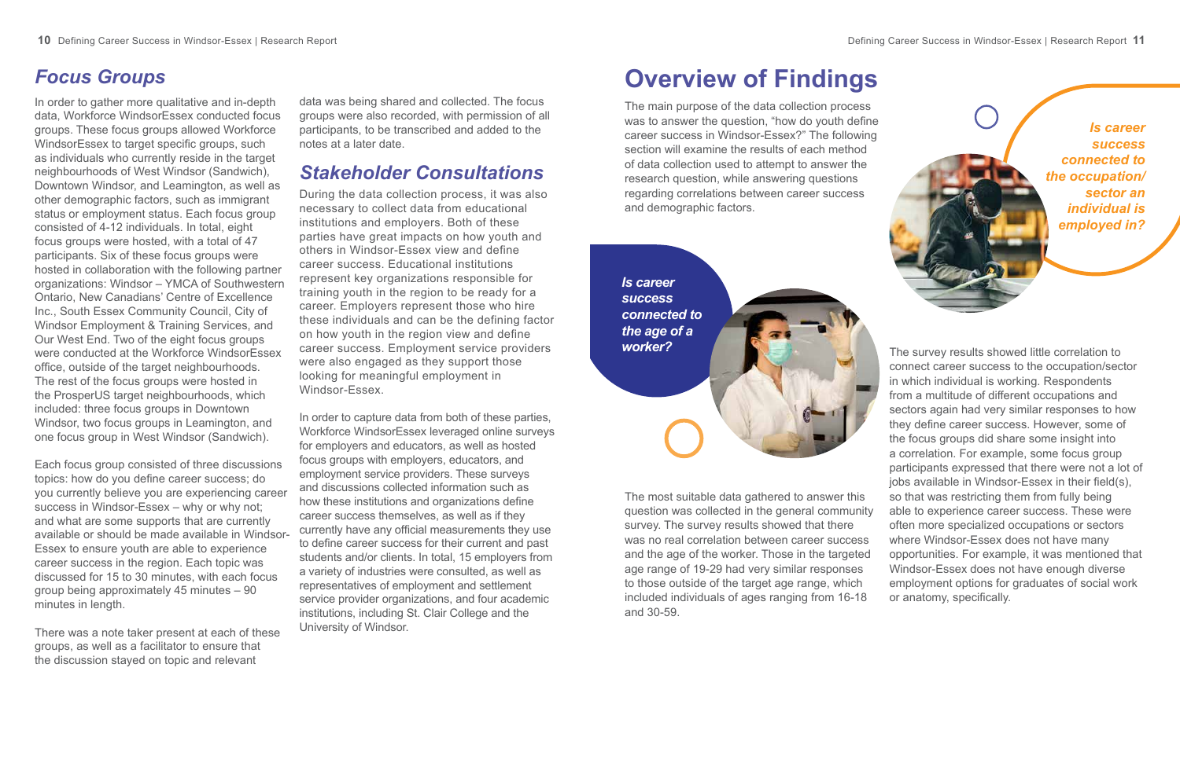## *Focus Groups*

In order to gather more qualitative and in-depth data, Workforce WindsorEssex conducted focus groups. These focus groups allowed Workforce WindsorEssex to target specific groups, such as individuals who currently reside in the target neighbourhoods of West Windsor (Sandwich), Downtown Windsor, and Leamington, as well as other demographic factors, such as immigrant status or employment status. Each focus group consisted of 4-12 individuals. In total, eight focus groups were hosted, with a total of 47 participants. Six of these focus groups were hosted in collaboration with the following partner organizations: Windsor – YMCA of Southwestern Ontario, New Canadians' Centre of Excellence Inc., South Essex Community Council, City of Windsor Employment & Training Services, and Our West End. Two of the eight focus groups were conducted at the Workforce WindsorEssex office, outside of the target neighbourhoods. The rest of the focus groups were hosted in the ProsperUS target neighbourhoods, which included: three focus groups in Downtown Windsor, two focus groups in Leamington, and one focus group in West Windsor (Sandwich).

Each focus group consisted of three discussions topics: how do you define career success; do you currently believe you are experiencing career success in Windsor-Essex – why or why not; and what are some supports that are currently available or should be made available in Windsor-Essex to ensure youth are able to experience career success in the region. Each topic was discussed for 15 to 30 minutes, with each focus group being approximately 45 minutes – 90 minutes in length.

There was a note taker present at each of these groups, as well as a facilitator to ensure that the discussion stayed on topic and relevant data was being shared and collected. The focus groups were also recorded, with permission of all participants, to be transcribed and added to the notes at a later date.

## *Stakeholder Consultations*

During the data collection process, it was also necessary to collect data from educational institutions and employers. Both of these parties have great impacts on how youth and others in Windsor-Essex view and define career success. Educational institutions represent key organizations responsible for training youth in the region to be ready for a career. Employers represent those who hire these individuals and can be the defining factor on how youth in the region view and define career success. Employment service providers were also engaged as they support those looking for meaningful employment in Windsor-Essex.

In order to capture data from both of these parties, Workforce WindsorEssex leveraged online surveys for employers and educators, as well as hosted focus groups with employers, educators, and employment service providers. These surveys and discussions collected information such as how these institutions and organizations define career success themselves, as well as if they currently have any official measurements they use to define career success for their current and past students and/or clients. In total, 15 employers from a variety of industries were consulted, as well as representatives of employment and settlement service provider organizations, and four academic institutions, including St. Clair College and the University of Windsor.

# Overview of Findings

The main purpose of the data collection process was to answer the question, "how do youth define career success in Windsor-Essex?" The following section will examine the results of each method of data collection used to attempt to answer the research question, while answering questions regarding correlations between career success and demographic factors.

***Is career success connected to the age of a worker?***

The most suitable data gathered to answer this question was collected in the general community survey. The survey results showed that there was no real correlation between career success and the age of the worker. Those in the targeted age range of 19-29 had very similar responses to those outside of the target age range, which included individuals of ages ranging from 16-18 and 30-59.

***Is career success connected to the occupation/ sector an individual is employed in?***

The survey results showed little correlation to connect career success to the occupation/sector in which individual is working. Respondents from a multitude of different occupations and sectors again had very similar responses to how they define career success. However, some of the focus groups did share some insight into a correlation. For example, some focus group participants expressed that there were not a lot of jobs available in Windsor-Essex in their field(s), so that was restricting them from fully being able to experience career success. These were often more specialized occupations or sectors where Windsor-Essex does not have many opportunities. For example, it was mentioned that Windsor-Essex does not have enough diverse employment options for graduates of social work or anatomy, specifically.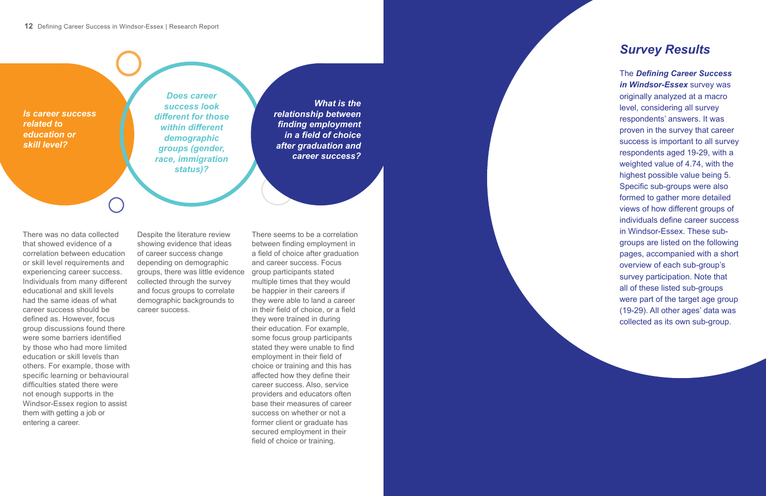***Is career success related to education or skill level?***

There was no data collected that showed evidence of a correlation between education or skill level requirements and experiencing career success. Individuals from many different educational and skill levels had the same ideas of what career success should be defined as. However, focus group discussions found there were some barriers identified by those who had more limited education or skill levels than others. For example, those with specific learning or behavioural difficulties stated there were not enough supports in the Windsor-Essex region to assist them with getting a job or entering a career.

***Does career success look different for those within different demographic groups (gender, race, immigration status)?***

Despite the literature review showing evidence that ideas of career success change depending on demographic groups, there was little evidence collected through the survey and focus groups to correlate demographic backgrounds to career success.

***What is the relationship between finding employment in a field of choice after graduation and career success?***

There seems to be a correlation between finding employment in a field of choice after graduation and career success. Focus group participants stated multiple times that they would be happier in their careers if they were able to land a career in their field of choice, or a field they were trained in during their education. For example, some focus group participants stated they were unable to find employment in their field of choice or training and this has affected how they define their career success. Also, service providers and educators often base their measures of career success on whether or not a former client or graduate has secured employment in their field of choice or training.

## *Survey Results*

The ***Defining Career Success in Windsor-Essex*** survey was originally analyzed at a macro level, considering all survey respondents' answers. It was proven in the survey that career success is important to all survey respondents aged 19-29, with a weighted value of 4.74, with the highest possible value being 5. Specific sub-groups were also formed to gather more detailed views of how different groups of individuals define career success in Windsor-Essex. These sub-groups are listed on the following pages, accompanied with a short overview of each sub-group's survey participation. Note that all of these listed sub-groups were part of the target age group (19-29). All other ages' data was collected as its own sub-group.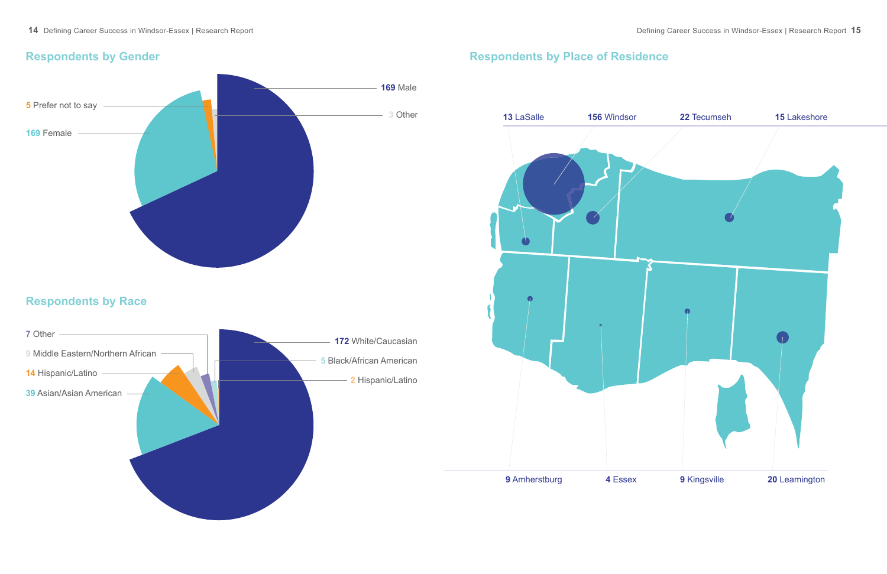## Respondents by Gender

- 169 Male
- 3 Other
- 5 Prefer not to say
- 169 Female

## Respondents by Race

- 7 Other
- 9 Middle Eastern/Northern African
- 14 Hispanic/Latino
- 39 Asian/Asian American
- 172 White/Caucasian
- 5 Black/African American
- 2 Hispanic/Latino

## Respondents by Place of Residence

- 13 LaSalle
- 156 Windsor
- 22 Tecumseh
- 15 Lakeshore
- 9 Amherstburg
- 4 Essex
- 9 Kingsville
- 20 Leamington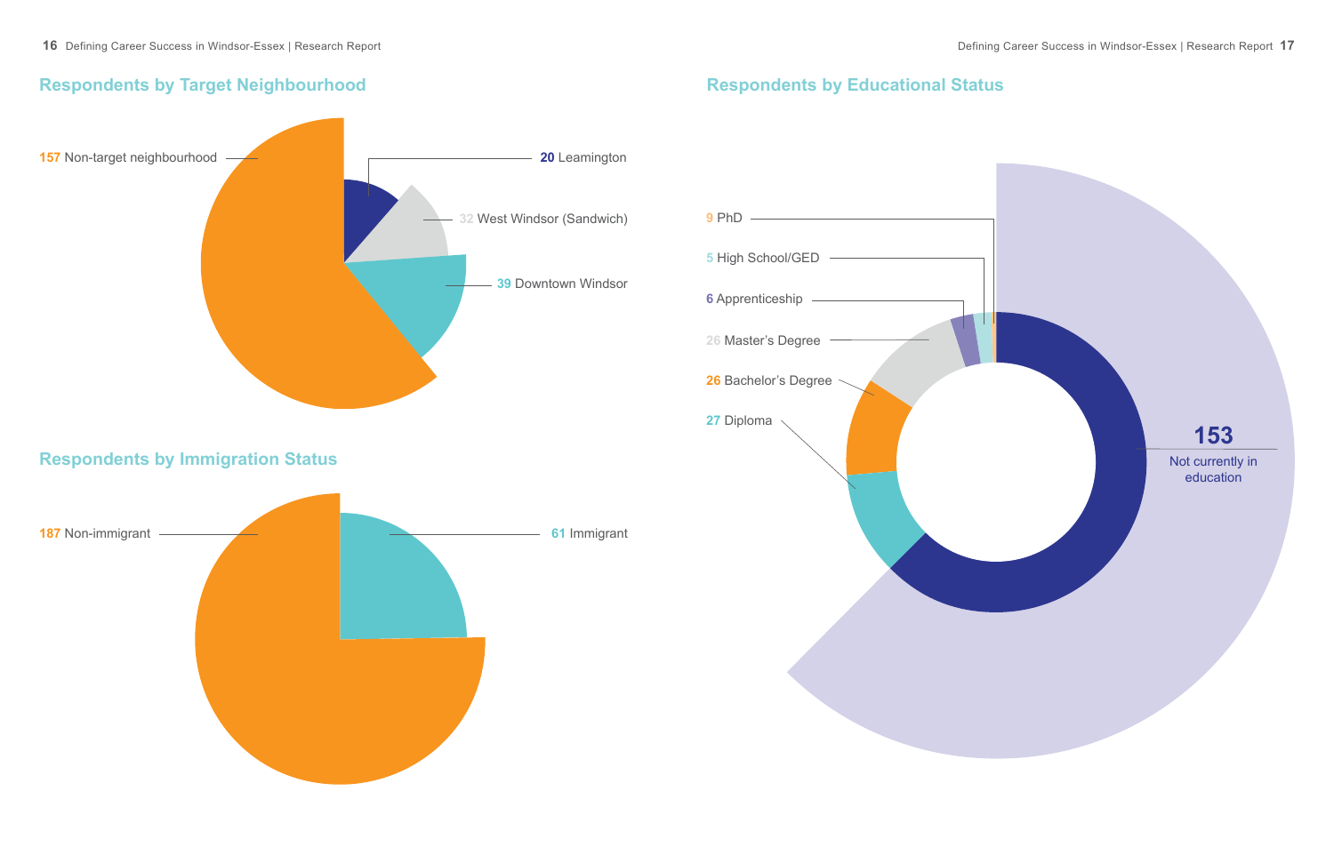## Respondents by Target Neighbourhood

157 Non-target neighbourhood

20 Leamington

32 West Windsor (Sandwich)

39 Downtown Windsor

## Respondents by Immigration Status

187 Non-immigrant

61 Immigrant

## Respondents by Educational Status

9 PhD

5 High School/GED

6 Apprenticeship

26 Master's Degree

26 Bachelor's Degree

27 Diploma

153 Not currently in education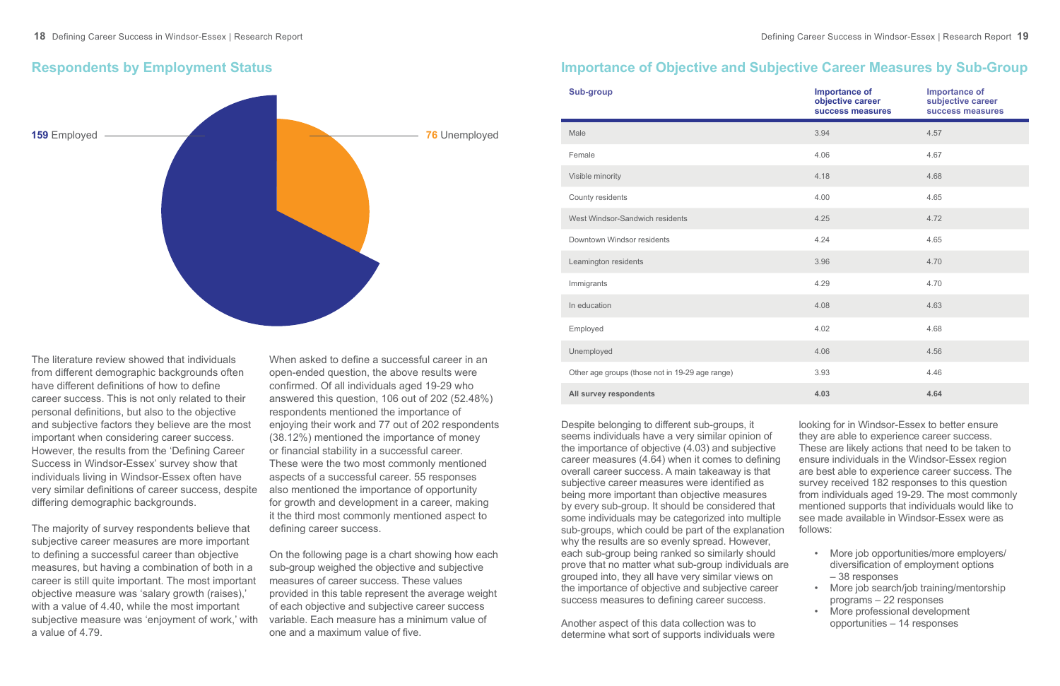## Respondents by Employment Status

159 Employed

76 Unemployed

The literature review showed that individuals from different demographic backgrounds often have different definitions of how to define career success. This is not only related to their personal definitions, but also to the objective and subjective factors they believe are the most important when considering career success. However, the results from the 'Defining Career Success in Windsor-Essex' survey show that individuals living in Windsor-Essex often have very similar definitions of career success, despite differing demographic backgrounds.

The majority of survey respondents believe that subjective career measures are more important to defining a successful career than objective measures, but having a combination of both in a career is still quite important. The most important objective measure was 'salary growth (raises),' with a value of 4.40, while the most important subjective measure was 'enjoyment of work,' with a value of 4.79.

When asked to define a successful career in an open-ended question, the above results were confirmed. Of all individuals aged 19-29 who answered this question, 106 out of 202 (52.48%) respondents mentioned the importance of enjoying their work and 77 out of 202 respondents (38.12%) mentioned the importance of money or financial stability in a successful career. These were the two most commonly mentioned aspects of a successful career. 55 responses also mentioned the importance of opportunity for growth and development in a career, making it the third most commonly mentioned aspect to defining career success.

On the following page is a chart showing how each sub-group weighed the objective and subjective measures of career success. These values provided in this table represent the average weight of each objective and subjective career success variable. Each measure has a minimum value of one and a maximum value of five.

## Importance of Objective and Subjective Career Measures by Sub-Group

| Sub-group | Importance of objective career success measures | Importance of subjective career success measures |
|---|---|---|
| Male | 3.94 | 4.57 |
| Female | 4.06 | 4.67 |
| Visible minority | 4.18 | 4.68 |
| County residents | 4.00 | 4.65 |
| West Windsor-Sandwich residents | 4.25 | 4.72 |
| Downtown Windsor residents | 4.24 | 4.65 |
| Leamington residents | 3.96 | 4.70 |
| Immigrants | 4.29 | 4.70 |
| In education | 4.08 | 4.63 |
| Employed | 4.02 | 4.68 |
| Unemployed | 4.06 | 4.56 |
| Other age groups (those not in 19-29 age range) | 3.93 | 4.46 |
| **All survey respondents** | **4.03** | **4.64** |

Despite belonging to different sub-groups, it seems individuals have a very similar opinion of the importance of objective (4.03) and subjective career measures (4.64) when it comes to defining overall career success. A main takeaway is that subjective career measures were identified as being more important than objective measures by every sub-group. It should be considered that some individuals may be categorized into multiple sub-groups, which could be part of the explanation why the results are so evenly spread. However, each sub-group being ranked so similarly should prove that no matter what sub-group individuals are grouped into, they all have very similar views on the importance of objective and subjective career success measures to defining career success.

Another aspect of this data collection was to determine what sort of supports individuals were looking for in Windsor-Essex to better ensure they are able to experience career success. These are likely actions that need to be taken to ensure individuals in the Windsor-Essex region are best able to experience career success. The survey received 182 responses to this question from individuals aged 19-29. The most commonly mentioned supports that individuals would like to see made available in Windsor-Essex were as follows:

- More job opportunities/more employers/ diversification of employment options – 38 responses
- More job search/job training/mentorship programs – 22 responses
- More professional development opportunities – 14 responses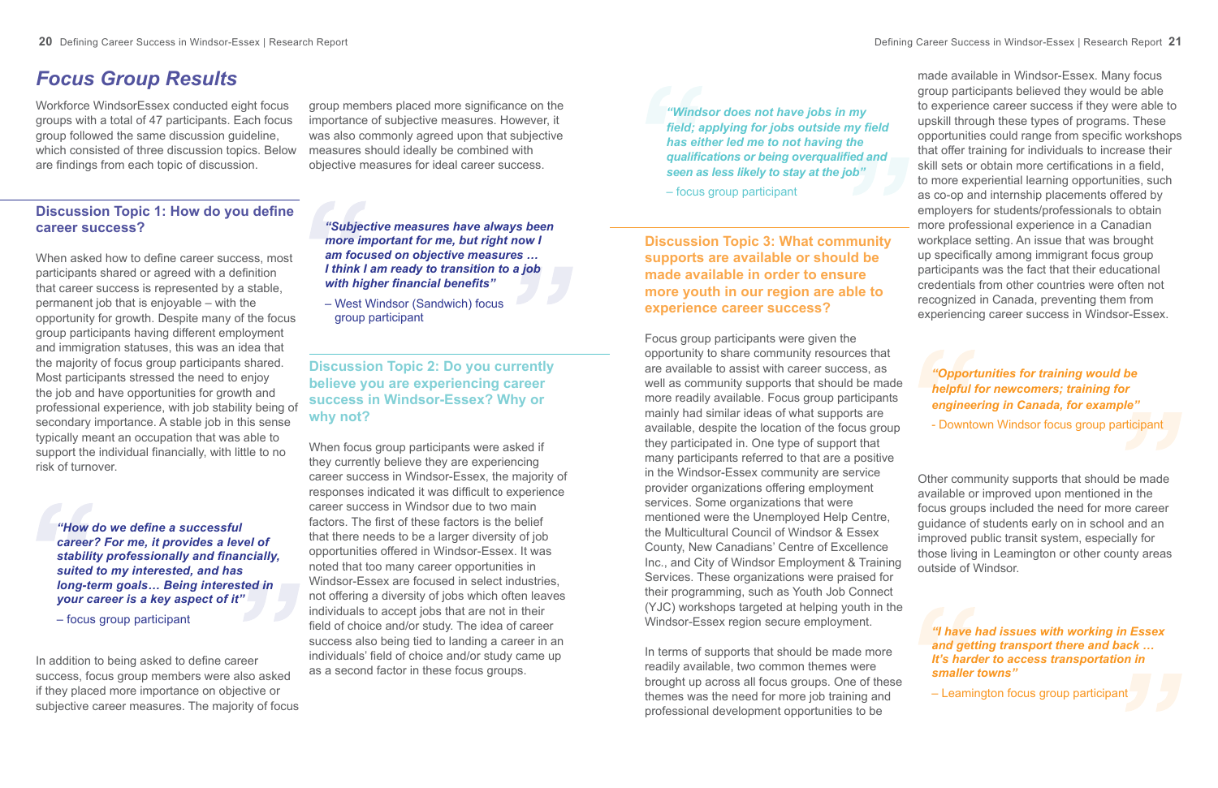# Focus Group Results

Workforce WindsorEssex conducted eight focus groups with a total of 47 participants. Each focus group followed the same discussion guideline, which consisted of three discussion topics. Below are findings from each topic of discussion.

## Discussion Topic 1: How do you define career success?

When asked how to define career success, most participants shared or agreed with a definition that career success is represented by a stable, permanent job that is enjoyable – with the opportunity for growth. Despite many of the focus group participants having different employment and immigration statuses, this was an idea that the majority of focus group participants shared. Most participants stressed the need to enjoy the job and have opportunities for growth and professional experience, with job stability being of secondary importance. A stable job in this sense typically meant an occupation that was able to support the individual financially, with little to no risk of turnover.

> ***"How do we define a successful career? For me, it provides a level of stability professionally and financially, suited to my interested, and has long-term goals… Being interested in your career is a key aspect of it"***
>
> – focus group participant

In addition to being asked to define career success, focus group members were also asked if they placed more importance on objective or subjective career measures. The majority of focus group members placed more significance on the importance of subjective measures. However, it was also commonly agreed upon that subjective measures should ideally be combined with objective measures for ideal career success.

> ***"Subjective measures have always been more important for me, but right now I am focused on objective measures … I think I am ready to transition to a job with higher financial benefits"***
>
> – West Windsor (Sandwich) focus group participant

## Discussion Topic 2: Do you currently believe you are experiencing career success in Windsor-Essex? Why or why not?

When focus group participants were asked if they currently believe they are experiencing career success in Windsor-Essex, the majority of responses indicated it was difficult to experience career success in Windsor due to two main factors. The first of these factors is the belief that there needs to be a larger diversity of job opportunities offered in Windsor-Essex. It was noted that too many career opportunities in Windsor-Essex are focused in select industries, not offering a diversity of jobs which often leaves individuals to accept jobs that are not in their field of choice and/or study. The idea of career success also being tied to landing a career in an individuals' field of choice and/or study came up as a second factor in these focus groups.

> ***"Windsor does not have jobs in my field; applying for jobs outside my field has either led me to not having the qualifications or being overqualified and seen as less likely to stay at the job"***
>
> – focus group participant

## Discussion Topic 3: What community supports are available or should be made available in order to ensure more youth in our region are able to experience career success?

Focus group participants were given the opportunity to share community resources that are available to assist with career success, as well as community supports that should be made more readily available. Focus group participants mainly had similar ideas of what supports are available, despite the location of the focus group they participated in. One type of support that many participants referred to that are a positive in the Windsor-Essex community are service provider organizations offering employment services. Some organizations that were mentioned were the Unemployed Help Centre, the Multicultural Council of Windsor & Essex County, New Canadians' Centre of Excellence Inc., and City of Windsor Employment & Training Services. These organizations were praised for their programming, such as Youth Job Connect (YJC) workshops targeted at helping youth in the Windsor-Essex region secure employment.

In terms of supports that should be made more readily available, two common themes were brought up across all focus groups. One of these themes was the need for more job training and professional development opportunities to be made available in Windsor-Essex. Many focus group participants believed they would be able to experience career success if they were able to upskill through these types of programs. These opportunities could range from specific workshops that offer training for individuals to increase their skill sets or obtain more certifications in a field, to more experiential learning opportunities, such as co-op and internship placements offered by employers for students/professionals to obtain more professional experience in a Canadian workplace setting. An issue that was brought up specifically among immigrant focus group participants was the fact that their educational credentials from other countries were often not recognized in Canada, preventing them from experiencing career success in Windsor-Essex.

> ***"Opportunities for training would be helpful for newcomers; training for engineering in Canada, for example"***
>
> - Downtown Windsor focus group participant

Other community supports that should be made available or improved upon mentioned in the focus groups included the need for more career guidance of students early on in school and an improved public transit system, especially for those living in Leamington or other county areas outside of Windsor.

> ***"I have had issues with working in Essex and getting transport there and back … It's harder to access transportation in smaller towns"***
>
> – Leamington focus group participant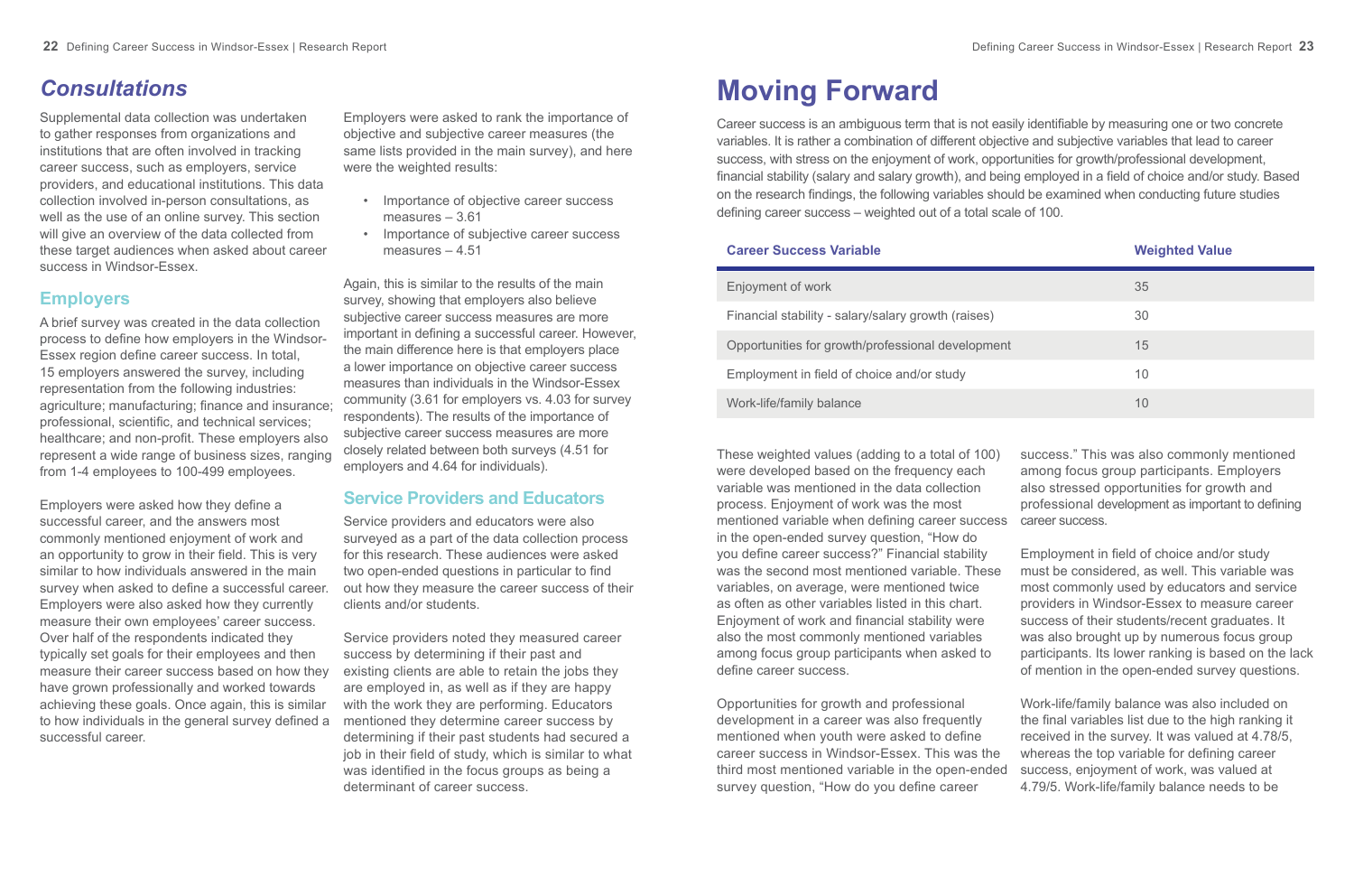## *Consultations*

Supplemental data collection was undertaken to gather responses from organizations and institutions that are often involved in tracking career success, such as employers, service providers, and educational institutions. This data collection involved in-person consultations, as well as the use of an online survey. This section will give an overview of the data collected from these target audiences when asked about career success in Windsor-Essex.

### Employers

A brief survey was created in the data collection process to define how employers in the Windsor-Essex region define career success. In total, 15 employers answered the survey, including representation from the following industries: agriculture; manufacturing; finance and insurance; professional, scientific, and technical services; healthcare; and non-profit. These employers also represent a wide range of business sizes, ranging from 1-4 employees to 100-499 employees.

Employers were asked how they define a successful career, and the answers most commonly mentioned enjoyment of work and an opportunity to grow in their field. This is very similar to how individuals answered in the main survey when asked to define a successful career. Employers were also asked how they currently measure their own employees' career success. Over half of the respondents indicated they typically set goals for their employees and then measure their career success based on how they have grown professionally and worked towards achieving these goals. Once again, this is similar to how individuals in the general survey defined a successful career.

Employers were asked to rank the importance of objective and subjective career measures (the same lists provided in the main survey), and here were the weighted results:

- Importance of objective career success measures – 3.61
- Importance of subjective career success measures – 4.51

Again, this is similar to the results of the main survey, showing that employers also believe subjective career success measures are more important in defining a successful career. However, the main difference here is that employers place a lower importance on objective career success measures than individuals in the Windsor-Essex community (3.61 for employers vs. 4.03 for survey respondents). The results of the importance of subjective career success measures are more closely related between both surveys (4.51 for employers and 4.64 for individuals).

### Service Providers and Educators

Service providers and educators were also surveyed as a part of the data collection process for this research. These audiences were asked two open-ended questions in particular to find out how they measure the career success of their clients and/or students.

Service providers noted they measured career success by determining if their past and existing clients are able to retain the jobs they are employed in, as well as if they are happy with the work they are performing. Educators mentioned they determine career success by determining if their past students had secured a job in their field of study, which is similar to what was identified in the focus groups as being a determinant of career success.

# Moving Forward

Career success is an ambiguous term that is not easily identifiable by measuring one or two concrete variables. It is rather a combination of different objective and subjective variables that lead to career success, with stress on the enjoyment of work, opportunities for growth/professional development, financial stability (salary and salary growth), and being employed in a field of choice and/or study. Based on the research findings, the following variables should be examined when conducting future studies defining career success – weighted out of a total scale of 100.

| Career Success Variable | Weighted Value |
|---|---|
| Enjoyment of work | 35 |
| Financial stability - salary/salary growth (raises) | 30 |
| Opportunities for growth/professional development | 15 |
| Employment in field of choice and/or study | 10 |
| Work-life/family balance | 10 |

These weighted values (adding to a total of 100) were developed based on the frequency each variable was mentioned in the data collection process. Enjoyment of work was the most mentioned variable when defining career success in the open-ended survey question, "How do you define career success?" Financial stability was the second most mentioned variable. These variables, on average, were mentioned twice as often as other variables listed in this chart. Enjoyment of work and financial stability were also the most commonly mentioned variables among focus group participants when asked to define career success.

Opportunities for growth and professional development in a career was also frequently mentioned when youth were asked to define career success in Windsor-Essex. This was the third most mentioned variable in the open-ended survey question, "How do you define career success." This was also commonly mentioned among focus group participants. Employers also stressed opportunities for growth and professional development as important to defining career success.

Employment in field of choice and/or study must be considered, as well. This variable was most commonly used by educators and service providers in Windsor-Essex to measure career success of their students/recent graduates. It was also brought up by numerous focus group participants. Its lower ranking is based on the lack of mention in the open-ended survey questions.

Work-life/family balance was also included on the final variables list due to the high ranking it received in the survey. It was valued at 4.78/5, whereas the top variable for defining career success, enjoyment of work, was valued at 4.79/5. Work-life/family balance needs to be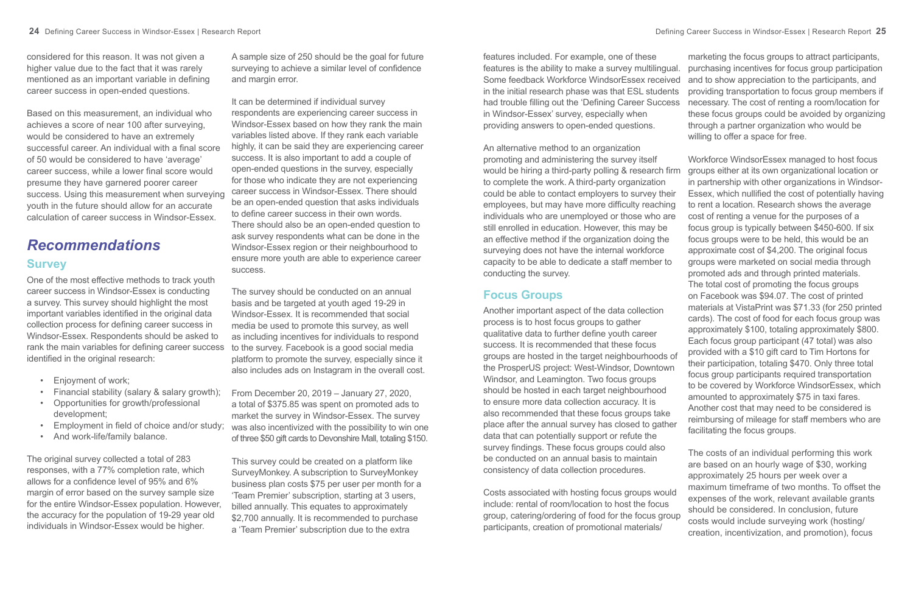considered for this reason. It was not given a higher value due to the fact that it was rarely mentioned as an important variable in defining career success in open-ended questions.

Based on this measurement, an individual who achieves a score of near 100 after surveying, would be considered to have an extremely successful career. An individual with a final score of 50 would be considered to have 'average' career success, while a lower final score would presume they have garnered poorer career success. Using this measurement when surveying youth in the future should allow for an accurate calculation of career success in Windsor-Essex.

# *Recommendations*

## Survey

One of the most effective methods to track youth career success in Windsor-Essex is conducting a survey. This survey should highlight the most important variables identified in the original data collection process for defining career success in Windsor-Essex. Respondents should be asked to rank the main variables for defining career success identified in the original research:

- Enjoyment of work;
- Financial stability (salary & salary growth);
- Opportunities for growth/professional development;
- Employment in field of choice and/or study;
- And work-life/family balance.

The original survey collected a total of 283 responses, with a 77% completion rate, which allows for a confidence level of 95% and 6% margin of error based on the survey sample size for the entire Windsor-Essex population. However, the accuracy for the population of 19-29 year old individuals in Windsor-Essex would be higher.

A sample size of 250 should be the goal for future surveying to achieve a similar level of confidence and margin error.

It can be determined if individual survey respondents are experiencing career success in Windsor-Essex based on how they rank the main variables listed above. If they rank each variable highly, it can be said they are experiencing career success. It is also important to add a couple of open-ended questions in the survey, especially for those who indicate they are not experiencing career success in Windsor-Essex. There should be an open-ended question that asks individuals to define career success in their own words. There should also be an open-ended question to ask survey respondents what can be done in the Windsor-Essex region or their neighbourhood to ensure more youth are able to experience career success.

The survey should be conducted on an annual basis and be targeted at youth aged 19-29 in Windsor-Essex. It is recommended that social media be used to promote this survey, as well as including incentives for individuals to respond to the survey. Facebook is a good social media platform to promote the survey, especially since it also includes ads on Instagram in the overall cost.

From December 20, 2019 – January 27, 2020, a total of $375.85 was spent on promoted ads to market the survey in Windsor-Essex. The survey was also incentivized with the possibility to win one of three $50 gift cards to Devonshire Mall, totaling $150.

This survey could be created on a platform like SurveyMonkey. A subscription to SurveyMonkey business plan costs $75 per user per month for a 'Team Premier' subscription, starting at 3 users, billed annually. This equates to approximately $2,700 annually. It is recommended to purchase a 'Team Premier' subscription due to the extra features included. For example, one of these features is the ability to make a survey multilingual. Some feedback Workforce WindsorEssex received in the initial research phase was that ESL students had trouble filling out the 'Defining Career Success in Windsor-Essex' survey, especially when providing answers to open-ended questions.

An alternative method to an organization promoting and administering the survey itself would be hiring a third-party polling & research firm to complete the work. A third-party organization could be able to contact employers to survey their employees, but may have more difficulty reaching individuals who are unemployed or those who are still enrolled in education. However, this may be an effective method if the organization doing the surveying does not have the internal workforce capacity to be able to dedicate a staff member to conducting the survey.

## Focus Groups

Another important aspect of the data collection process is to host focus groups to gather qualitative data to further define youth career success. It is recommended that these focus groups are hosted in the target neighbourhoods of the ProsperUS project: West-Windsor, Downtown Windsor, and Leamington. Two focus groups should be hosted in each target neighbourhood to ensure more data collection accuracy. It is also recommended that these focus groups take place after the annual survey has closed to gather data that can potentially support or refute the survey findings. These focus groups could also be conducted on an annual basis to maintain consistency of data collection procedures.

Costs associated with hosting focus groups would include: rental of room/location to host the focus group, catering/ordering of food for the focus group participants, creation of promotional materials/marketing the focus groups to attract participants, purchasing incentives for focus group participation and to show appreciation to the participants, and providing transportation to focus group members if necessary. The cost of renting a room/location for these focus groups could be avoided by organizing through a partner organization who would be willing to offer a space for free.

Workforce WindsorEssex managed to host focus groups either at its own organizational location or in partnership with other organizations in Windsor-Essex, which nullified the cost of potentially having to rent a location. Research shows the average cost of renting a venue for the purposes of a focus group is typically between $450-600. If six focus groups were to be held, this would be an approximate cost of $4,200. The original focus groups were marketed on social media through promoted ads and through printed materials. The total cost of promoting the focus groups on Facebook was $94.07. The cost of printed materials at VistaPrint was $71.33 (for 250 printed cards). The cost of food for each focus group was approximately $100, totaling approximately $800. Each focus group participant (47 total) was also provided with a $10 gift card to Tim Hortons for their participation, totaling $470. Only three total focus group participants required transportation to be covered by Workforce WindsorEssex, which amounted to approximately $75 in taxi fares. Another cost that may need to be considered is reimbursing of mileage for staff members who are facilitating the focus groups.

The costs of an individual performing this work are based on an hourly wage of $30, working approximately 25 hours per week over a maximum timeframe of two months. To offset the expenses of the work, relevant available grants should be considered. In conclusion, future costs would include surveying work (hosting/creation, incentivization, and promotion), focus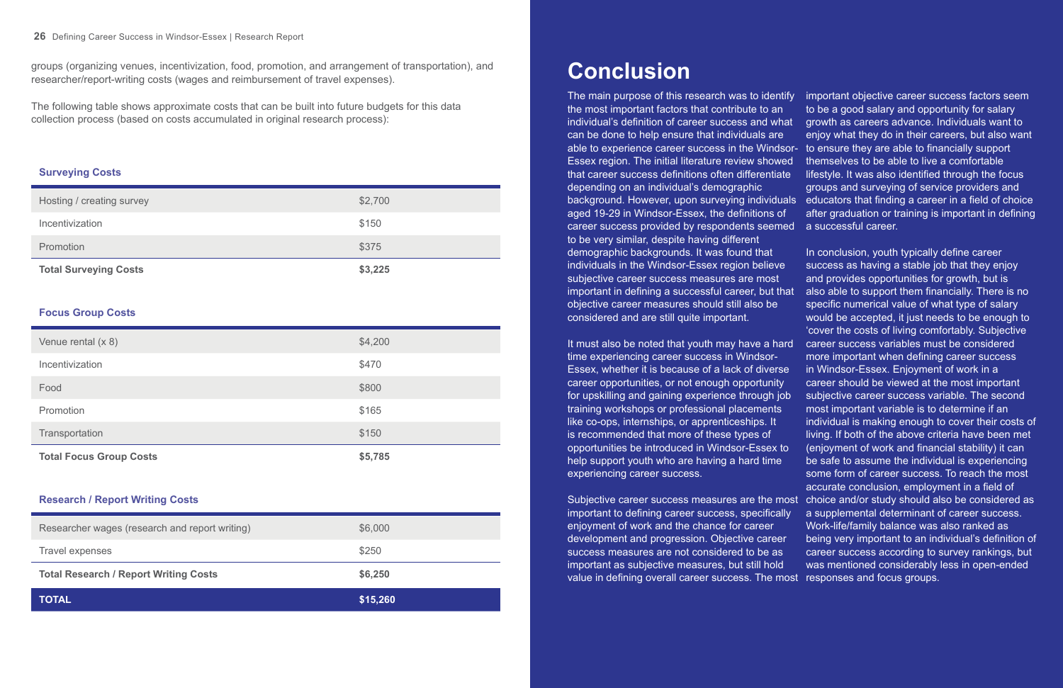groups (organizing venues, incentivization, food, promotion, and arrangement of transportation), and researcher/report-writing costs (wages and reimbursement of travel expenses).

The following table shows approximate costs that can be built into future budgets for this data collection process (based on costs accumulated in original research process):

**Surveying Costs**

| Item | Cost |
|---|---|
| Hosting / creating survey | $2,700 |
| Incentivization | $150 |
| Promotion | $375 |
| **Total Surveying Costs** | **$3,225** |

**Focus Group Costs**

| Item | Cost |
|---|---|
| Venue rental (x 8) | $4,200 |
| Incentivization | $470 |
| Food | $800 |
| Promotion | $165 |
| Transportation | $150 |
| **Total Focus Group Costs** | **$5,785** |

**Research / Report Writing Costs**

| Item | Cost |
|---|---|
| Researcher wages (research and report writing) | $6,000 |
| Travel expenses | $250 |
| **Total Research / Report Writing Costs** | **$6,250** |
| **TOTAL** | **$15,260** |

# Conclusion

The main purpose of this research was to identify the most important factors that contribute to an individual's definition of career success and what can be done to help ensure that individuals are able to experience career success in the Windsor-Essex region. The initial literature review showed that career success definitions often differentiate depending on an individual's demographic background. However, upon surveying individuals aged 19-29 in Windsor-Essex, the definitions of career success provided by respondents seemed to be very similar, despite having different demographic backgrounds. It was found that individuals in the Windsor-Essex region believe subjective career success measures are most important in defining a successful career, but that objective career measures should still also be considered and are still quite important.

It must also be noted that youth may have a hard time experiencing career success in Windsor-Essex, whether it is because of a lack of diverse career opportunities, or not enough opportunity for upskilling and gaining experience through job training workshops or professional placements like co-ops, internships, or apprenticeships. It is recommended that more of these types of opportunities be introduced in Windsor-Essex to help support youth who are having a hard time experiencing career success.

Subjective career success measures are the most important to defining career success, specifically enjoyment of work and the chance for career development and progression. Objective career success measures are not considered to be as important as subjective measures, but still hold value in defining overall career success. The most important objective career success factors seem to be a good salary and opportunity for salary growth as careers advance. Individuals want to enjoy what they do in their careers, but also want to ensure they are able to financially support themselves to be able to live a comfortable lifestyle. It was also identified through the focus groups and surveying of service providers and educators that finding a career in a field of choice after graduation or training is important in defining a successful career.

In conclusion, youth typically define career success as having a stable job that they enjoy and provides opportunities for growth, but is also able to support them financially. There is no specific numerical value of what type of salary would be accepted, it just needs to be enough to 'cover the costs of living comfortably. Subjective career success variables must be considered more important when defining career success in Windsor-Essex. Enjoyment of work in a career should be viewed at the most important subjective career success variable. The second most important variable is to determine if an individual is making enough to cover their costs of living. If both of the above criteria have been met (enjoyment of work and financial stability) it can be safe to assume the individual is experiencing some form of career success. To reach the most accurate conclusion, employment in a field of choice and/or study should also be considered as a supplemental determinant of career success. Work-life/family balance was also ranked as being very important to an individual's definition of career success according to survey rankings, but was mentioned considerably less in open-ended responses and focus groups.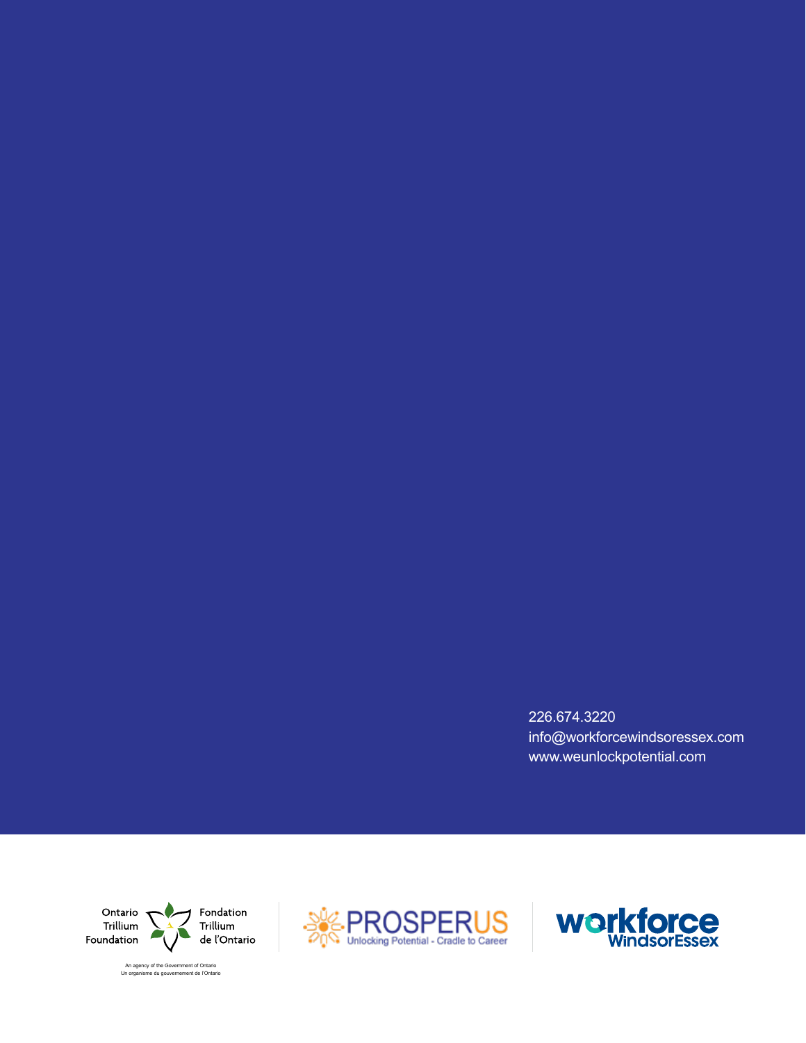226.674.3220
info@workforcewindsoressex.com
www.weunlockpotential.com

Ontario Trillium Foundation
Fondation Trillium de l'Ontario

An agency of the Government of Ontario
Un organisme du gouvernement de l'Ontario

PROSPERUS
Unlocking Potential - Cradle to Career

workforce WindsorEssex